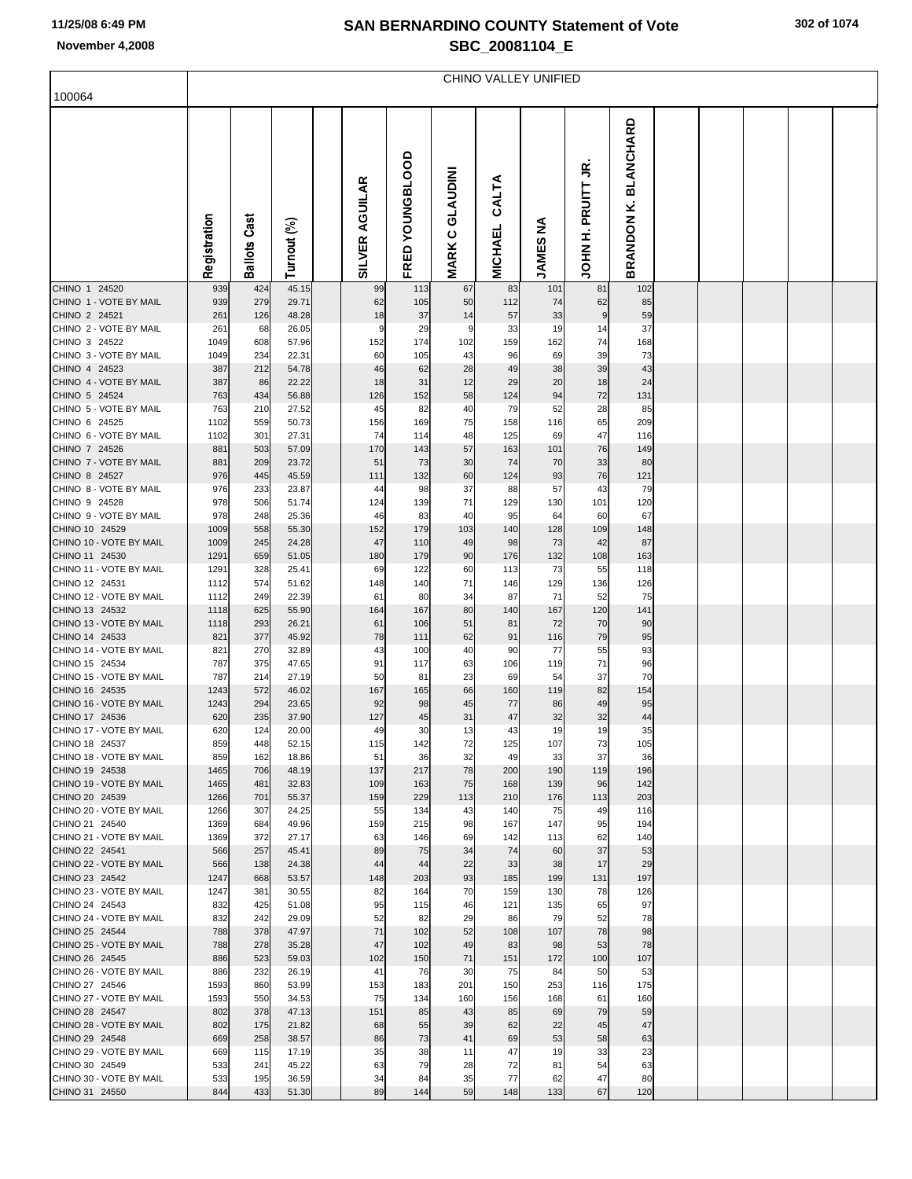# SAN BERNARDINO COUNTY Statement of Vote
## SBC_20081104_E

11/25/08 6:49 PM
November 4,2008

100064

CHINO VALLEY UNIFIED

| | Registration | Ballots Cast | Turnout (%) | | SILVER AGUILAR | FRED YOUNGBLOOD | MARK C GLAUDINI | MICHAEL CALTA | JAMES NA | JOHN H. PRUITT JR. | BRANDON K. BLANCHARD |
|---|---|---|---|---|---|---|---|---|---|---|---|
| CHINO 1 24520 | 939 | 424 | 45.15 | | 99 | 113 | 67 | 83 | 101 | 81 | 102 |
| CHINO 1 - VOTE BY MAIL | 939 | 279 | 29.71 | | 62 | 105 | 50 | 112 | 74 | 62 | 85 |
| CHINO 2 24521 | 261 | 126 | 48.28 | | 18 | 37 | 14 | 57 | 33 | 9 | 59 |
| CHINO 2 - VOTE BY MAIL | 261 | 68 | 26.05 | | 9 | 29 | 9 | 33 | 19 | 14 | 37 |
| CHINO 3 24522 | 1049 | 608 | 57.96 | | 152 | 174 | 102 | 159 | 162 | 74 | 168 |
| CHINO 3 - VOTE BY MAIL | 1049 | 234 | 22.31 | | 60 | 105 | 43 | 96 | 69 | 39 | 73 |
| CHINO 4 24523 | 387 | 212 | 54.78 | | 46 | 62 | 28 | 49 | 38 | 39 | 43 |
| CHINO 4 - VOTE BY MAIL | 387 | 86 | 22.22 | | 18 | 31 | 12 | 29 | 20 | 18 | 24 |
| CHINO 5 24524 | 763 | 434 | 56.88 | | 126 | 152 | 58 | 124 | 94 | 72 | 131 |
| CHINO 5 - VOTE BY MAIL | 763 | 210 | 27.52 | | 45 | 82 | 40 | 79 | 52 | 28 | 85 |
| CHINO 6 24525 | 1102 | 559 | 50.73 | | 156 | 169 | 75 | 158 | 116 | 65 | 209 |
| CHINO 6 - VOTE BY MAIL | 1102 | 301 | 27.31 | | 74 | 114 | 48 | 125 | 69 | 47 | 116 |
| CHINO 7 24526 | 881 | 503 | 57.09 | | 170 | 143 | 57 | 163 | 101 | 76 | 149 |
| CHINO 7 - VOTE BY MAIL | 881 | 209 | 23.72 | | 51 | 73 | 30 | 74 | 70 | 33 | 80 |
| CHINO 8 24527 | 976 | 445 | 45.59 | | 111 | 132 | 60 | 124 | 93 | 76 | 121 |
| CHINO 8 - VOTE BY MAIL | 976 | 233 | 23.87 | | 44 | 98 | 37 | 88 | 57 | 43 | 79 |
| CHINO 9 24528 | 978 | 506 | 51.74 | | 124 | 139 | 71 | 129 | 130 | 101 | 120 |
| CHINO 9 - VOTE BY MAIL | 978 | 248 | 25.36 | | 46 | 83 | 40 | 95 | 64 | 60 | 67 |
| CHINO 10 24529 | 1009 | 558 | 55.30 | | 152 | 179 | 103 | 140 | 128 | 109 | 148 |
| CHINO 10 - VOTE BY MAIL | 1009 | 245 | 24.28 | | 47 | 110 | 49 | 98 | 73 | 42 | 87 |
| CHINO 11 24530 | 1291 | 659 | 51.05 | | 180 | 179 | 90 | 176 | 132 | 108 | 163 |
| CHINO 11 - VOTE BY MAIL | 1291 | 328 | 25.41 | | 69 | 122 | 60 | 113 | 73 | 55 | 118 |
| CHINO 12 24531 | 1112 | 574 | 51.62 | | 148 | 140 | 71 | 146 | 129 | 136 | 126 |
| CHINO 12 - VOTE BY MAIL | 1112 | 249 | 22.39 | | 61 | 80 | 34 | 87 | 71 | 52 | 75 |
| CHINO 13 24532 | 1118 | 625 | 55.90 | | 164 | 167 | 80 | 140 | 167 | 120 | 141 |
| CHINO 13 - VOTE BY MAIL | 1118 | 293 | 26.21 | | 61 | 106 | 51 | 81 | 72 | 70 | 90 |
| CHINO 14 24533 | 821 | 377 | 45.92 | | 78 | 111 | 62 | 91 | 116 | 79 | 95 |
| CHINO 14 - VOTE BY MAIL | 821 | 270 | 32.89 | | 43 | 100 | 40 | 90 | 77 | 55 | 93 |
| CHINO 15 24534 | 787 | 375 | 47.65 | | 91 | 117 | 63 | 106 | 119 | 71 | 96 |
| CHINO 15 - VOTE BY MAIL | 787 | 214 | 27.19 | | 50 | 81 | 23 | 69 | 54 | 37 | 70 |
| CHINO 16 24535 | 1243 | 572 | 46.02 | | 167 | 165 | 66 | 160 | 119 | 82 | 154 |
| CHINO 16 - VOTE BY MAIL | 1243 | 294 | 23.65 | | 92 | 98 | 45 | 77 | 86 | 49 | 95 |
| CHINO 17 24536 | 620 | 235 | 37.90 | | 127 | 45 | 31 | 47 | 32 | 32 | 44 |
| CHINO 17 - VOTE BY MAIL | 620 | 124 | 20.00 | | 49 | 30 | 13 | 43 | 19 | 19 | 35 |
| CHINO 18 24537 | 859 | 448 | 52.15 | | 115 | 142 | 72 | 125 | 107 | 73 | 105 |
| CHINO 18 - VOTE BY MAIL | 859 | 162 | 18.86 | | 51 | 36 | 32 | 49 | 33 | 37 | 36 |
| CHINO 19 24538 | 1465 | 706 | 48.19 | | 137 | 217 | 78 | 200 | 190 | 119 | 196 |
| CHINO 19 - VOTE BY MAIL | 1465 | 481 | 32.83 | | 109 | 163 | 75 | 168 | 139 | 96 | 142 |
| CHINO 20 24539 | 1266 | 701 | 55.37 | | 159 | 229 | 113 | 210 | 176 | 113 | 203 |
| CHINO 20 - VOTE BY MAIL | 1266 | 307 | 24.25 | | 55 | 134 | 43 | 140 | 75 | 49 | 116 |
| CHINO 21 24540 | 1369 | 684 | 49.96 | | 159 | 215 | 98 | 167 | 147 | 95 | 194 |
| CHINO 21 - VOTE BY MAIL | 1369 | 372 | 27.17 | | 63 | 146 | 69 | 142 | 113 | 62 | 140 |
| CHINO 22 24541 | 566 | 257 | 45.41 | | 89 | 75 | 34 | 74 | 60 | 37 | 53 |
| CHINO 22 - VOTE BY MAIL | 566 | 138 | 24.38 | | 44 | 44 | 22 | 33 | 38 | 17 | 29 |
| CHINO 23 24542 | 1247 | 668 | 53.57 | | 148 | 203 | 93 | 185 | 199 | 131 | 197 |
| CHINO 23 - VOTE BY MAIL | 1247 | 381 | 30.55 | | 82 | 164 | 70 | 159 | 130 | 78 | 126 |
| CHINO 24 24543 | 832 | 425 | 51.08 | | 95 | 115 | 46 | 121 | 135 | 65 | 97 |
| CHINO 24 - VOTE BY MAIL | 832 | 242 | 29.09 | | 52 | 82 | 29 | 86 | 79 | 52 | 78 |
| CHINO 25 24544 | 788 | 378 | 47.97 | | 71 | 102 | 52 | 108 | 107 | 78 | 98 |
| CHINO 25 - VOTE BY MAIL | 788 | 278 | 35.28 | | 47 | 102 | 49 | 83 | 98 | 53 | 78 |
| CHINO 26 24545 | 886 | 523 | 59.03 | | 102 | 150 | 71 | 151 | 172 | 100 | 107 |
| CHINO 26 - VOTE BY MAIL | 886 | 232 | 26.19 | | 41 | 76 | 30 | 75 | 84 | 50 | 53 |
| CHINO 27 24546 | 1593 | 860 | 53.99 | | 153 | 183 | 201 | 150 | 253 | 116 | 175 |
| CHINO 27 - VOTE BY MAIL | 1593 | 550 | 34.53 | | 75 | 134 | 160 | 156 | 168 | 61 | 160 |
| CHINO 28 24547 | 802 | 378 | 47.13 | | 151 | 85 | 43 | 85 | 69 | 79 | 59 |
| CHINO 28 - VOTE BY MAIL | 802 | 175 | 21.82 | | 68 | 55 | 39 | 62 | 22 | 45 | 47 |
| CHINO 29 24548 | 669 | 258 | 38.57 | | 86 | 73 | 41 | 69 | 53 | 58 | 63 |
| CHINO 29 - VOTE BY MAIL | 669 | 115 | 17.19 | | 35 | 38 | 11 | 47 | 19 | 33 | 23 |
| CHINO 30 24549 | 533 | 241 | 45.22 | | 63 | 79 | 28 | 72 | 81 | 54 | 63 |
| CHINO 30 - VOTE BY MAIL | 533 | 195 | 36.59 | | 34 | 84 | 35 | 77 | 62 | 47 | 80 |
| CHINO 31 24550 | 844 | 433 | 51.30 | | 89 | 144 | 59 | 148 | 133 | 67 | 120 |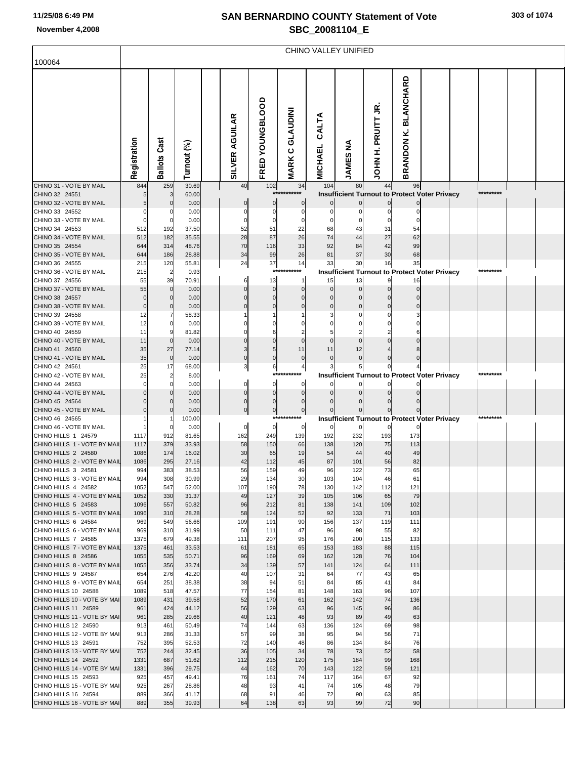# SAN BERNARDINO COUNTY Statement of Vote

## SBC_20081104_E

November 4,2008

### CHINO VALLEY UNIFIED

100064

| | Registration | Ballots Cast | Turnout (%) | | SILVER AGUILAR | FRED YOUNGBLOOD | MARK C GLAUDINI | MICHAEL CALTA | JAMES NA | JOHN H. PRUITT JR. | BRANDON K. BLANCHARD | | | | |
|---|---|---|---|---|---|---|---|---|---|---|---|---|---|---|---|
| CHINO 31 - VOTE BY MAIL | 844 | 259 | 30.69 | | 40 | 102 | 34 | 104 | 80 | 44 | 96 | | | | |
| CHINO 32 24551 | 5 | 3 | 60.00 | | | | *********** | Insufficient Turnout to Protect Voter Privacy | | | | | | ********* | |
| CHINO 32 - VOTE BY MAIL | 5 | 0 | 0.00 | | 0 | 0 | 0 | 0 | 0 | 0 | 0 | | | | |
| CHINO 33 24552 | 0 | 0 | 0.00 | | 0 | 0 | 0 | 0 | 0 | 0 | 0 | | | | |
| CHINO 33 - VOTE BY MAIL | 0 | 0 | 0.00 | | 0 | 0 | 0 | 0 | 0 | 0 | 0 | | | | |
| CHINO 34 24553 | 512 | 192 | 37.50 | | 52 | 51 | 22 | 68 | 43 | 31 | 54 | | | | |
| CHINO 34 - VOTE BY MAIL | 512 | 182 | 35.55 | | 28 | 87 | 26 | 74 | 44 | 27 | 62 | | | | |
| CHINO 35 24554 | 644 | 314 | 48.76 | | 70 | 116 | 33 | 92 | 84 | 42 | 99 | | | | |
| CHINO 35 - VOTE BY MAIL | 644 | 186 | 28.88 | | 34 | 99 | 26 | 81 | 37 | 30 | 68 | | | | |
| CHINO 36 24555 | 215 | 120 | 55.81 | | 24 | 37 | 14 | 33 | 30 | 16 | 35 | | | | |
| CHINO 36 - VOTE BY MAIL | 215 | 2 | 0.93 | | | | *********** | Insufficient Turnout to Protect Voter Privacy | | | | | | ********* | |
| CHINO 37 24556 | 55 | 39 | 70.91 | | 6 | 13 | 1 | 15 | 13 | 9 | 16 | | | | |
| CHINO 37 - VOTE BY MAIL | 55 | 0 | 0.00 | | 0 | 0 | 0 | 0 | 0 | 0 | 0 | | | | |
| CHINO 38 24557 | 0 | 0 | 0.00 | | 0 | 0 | 0 | 0 | 0 | 0 | 0 | | | | |
| CHINO 38 - VOTE BY MAIL | 0 | 0 | 0.00 | | 0 | 0 | 0 | 0 | 0 | 0 | 0 | | | | |
| CHINO 39 24558 | 12 | 7 | 58.33 | | 1 | 1 | 1 | 3 | 0 | 0 | 3 | | | | |
| CHINO 39 - VOTE BY MAIL | 12 | 0 | 0.00 | | 0 | 0 | 0 | 0 | 0 | 0 | 0 | | | | |
| CHINO 40 24559 | 11 | 9 | 81.82 | | 0 | 6 | 2 | 5 | 2 | 2 | 6 | | | | |
| CHINO 40 - VOTE BY MAIL | 11 | 0 | 0.00 | | 0 | 0 | 0 | 0 | 0 | 0 | 0 | | | | |
| CHINO 41 24560 | 35 | 27 | 77.14 | | 3 | 5 | 11 | 11 | 12 | 4 | 8 | | | | |
| CHINO 41 - VOTE BY MAIL | 35 | 0 | 0.00 | | 0 | 0 | 0 | 0 | 0 | 0 | 0 | | | | |
| CHINO 42 24561 | 25 | 17 | 68.00 | | 3 | 6 | 4 | 3 | 5 | 0 | 4 | | | | |
| CHINO 42 - VOTE BY MAIL | 25 | 2 | 8.00 | | | | *********** | Insufficient Turnout to Protect Voter Privacy | | | | | | ********* | |
| CHINO 44 24563 | 0 | 0 | 0.00 | | 0 | 0 | 0 | 0 | 0 | 0 | 0 | | | | |
| CHINO 44 - VOTE BY MAIL | 0 | 0 | 0.00 | | 0 | 0 | 0 | 0 | 0 | 0 | 0 | | | | |
| CHINO 45 24564 | 0 | 0 | 0.00 | | 0 | 0 | 0 | 0 | 0 | 0 | 0 | | | | |
| CHINO 45 - VOTE BY MAIL | 0 | 0 | 0.00 | | 0 | 0 | 0 | 0 | 0 | 0 | 0 | | | | |
| CHINO 46 24565 | 1 | 1 | 100.00 | | | | *********** | Insufficient Turnout to Protect Voter Privacy | | | | | | ********* | |
| CHINO 46 - VOTE BY MAIL | 1 | 0 | 0.00 | | 0 | 0 | 0 | 0 | 0 | 0 | 0 | | | | |
| CHINO HILLS 1 24579 | 1117 | 912 | 81.65 | | 162 | 249 | 139 | 192 | 232 | 193 | 173 | | | | |
| CHINO HILLS 1 - VOTE BY MAIL | 1117 | 379 | 33.93 | | 58 | 150 | 66 | 138 | 120 | 75 | 113 | | | | |
| CHINO HILLS 2 24580 | 1086 | 174 | 16.02 | | 30 | 65 | 19 | 54 | 44 | 40 | 49 | | | | |
| CHINO HILLS 2 - VOTE BY MAIL | 1086 | 295 | 27.16 | | 42 | 112 | 45 | 87 | 101 | 56 | 82 | | | | |
| CHINO HILLS 3 24581 | 994 | 383 | 38.53 | | 56 | 159 | 49 | 96 | 122 | 73 | 65 | | | | |
| CHINO HILLS 3 - VOTE BY MAIL | 994 | 308 | 30.99 | | 29 | 134 | 30 | 103 | 104 | 46 | 61 | | | | |
| CHINO HILLS 4 24582 | 1052 | 547 | 52.00 | | 107 | 190 | 78 | 130 | 142 | 112 | 121 | | | | |
| CHINO HILLS 4 - VOTE BY MAIL | 1052 | 330 | 31.37 | | 49 | 127 | 39 | 105 | 106 | 65 | 79 | | | | |
| CHINO HILLS 5 24583 | 1096 | 557 | 50.82 | | 96 | 212 | 81 | 138 | 141 | 109 | 102 | | | | |
| CHINO HILLS 5 - VOTE BY MAIL | 1096 | 310 | 28.28 | | 58 | 124 | 52 | 92 | 133 | 71 | 103 | | | | |
| CHINO HILLS 6 24584 | 969 | 549 | 56.66 | | 109 | 191 | 90 | 156 | 137 | 119 | 111 | | | | |
| CHINO HILLS 6 - VOTE BY MAIL | 969 | 310 | 31.99 | | 50 | 111 | 47 | 96 | 98 | 55 | 82 | | | | |
| CHINO HILLS 7 24585 | 1375 | 679 | 49.38 | | 111 | 207 | 95 | 176 | 200 | 115 | 133 | | | | |
| CHINO HILLS 7 - VOTE BY MAIL | 1375 | 461 | 33.53 | | 61 | 181 | 65 | 153 | 183 | 88 | 115 | | | | |
| CHINO HILLS 8 24586 | 1055 | 535 | 50.71 | | 96 | 169 | 69 | 162 | 128 | 76 | 104 | | | | |
| CHINO HILLS 8 - VOTE BY MAIL | 1055 | 356 | 33.74 | | 34 | 139 | 57 | 141 | 124 | 64 | 111 | | | | |
| CHINO HILLS 9 24587 | 654 | 276 | 42.20 | | 40 | 107 | 31 | 64 | 77 | 43 | 65 | | | | |
| CHINO HILLS 9 - VOTE BY MAIL | 654 | 251 | 38.38 | | 38 | 94 | 51 | 84 | 85 | 41 | 84 | | | | |
| CHINO HILLS 10 24588 | 1089 | 518 | 47.57 | | 77 | 154 | 81 | 148 | 163 | 96 | 107 | | | | |
| CHINO HILLS 10 - VOTE BY MAI | 1089 | 431 | 39.58 | | 52 | 170 | 61 | 162 | 142 | 74 | 136 | | | | |
| CHINO HILLS 11 24589 | 961 | 424 | 44.12 | | 56 | 129 | 63 | 96 | 145 | 96 | 86 | | | | |
| CHINO HILLS 11 - VOTE BY MAI | 961 | 285 | 29.66 | | 40 | 121 | 48 | 93 | 89 | 49 | 63 | | | | |
| CHINO HILLS 12 24590 | 913 | 461 | 50.49 | | 74 | 144 | 63 | 136 | 124 | 69 | 98 | | | | |
| CHINO HILLS 12 - VOTE BY MAI | 913 | 286 | 31.33 | | 57 | 99 | 38 | 95 | 94 | 56 | 71 | | | | |
| CHINO HILLS 13 24591 | 752 | 395 | 52.53 | | 72 | 140 | 48 | 86 | 134 | 84 | 76 | | | | |
| CHINO HILLS 13 - VOTE BY MAI | 752 | 244 | 32.45 | | 36 | 105 | 34 | 78 | 73 | 52 | 58 | | | | |
| CHINO HILLS 14 24592 | 1331 | 687 | 51.62 | | 112 | 215 | 120 | 175 | 184 | 99 | 168 | | | | |
| CHINO HILLS 14 - VOTE BY MAI | 1331 | 396 | 29.75 | | 44 | 162 | 70 | 143 | 122 | 59 | 121 | | | | |
| CHINO HILLS 15 24593 | 925 | 457 | 49.41 | | 76 | 161 | 74 | 117 | 164 | 67 | 92 | | | | |
| CHINO HILLS 15 - VOTE BY MAI | 925 | 267 | 28.86 | | 48 | 93 | 41 | 74 | 105 | 48 | 79 | | | | |
| CHINO HILLS 16 24594 | 889 | 366 | 41.17 | | 68 | 91 | 46 | 72 | 90 | 63 | 85 | | | | |
| CHINO HILLS 16 - VOTE BY MAI | 889 | 355 | 39.93 | | 64 | 138 | 63 | 93 | 99 | 72 | 90 | | | | |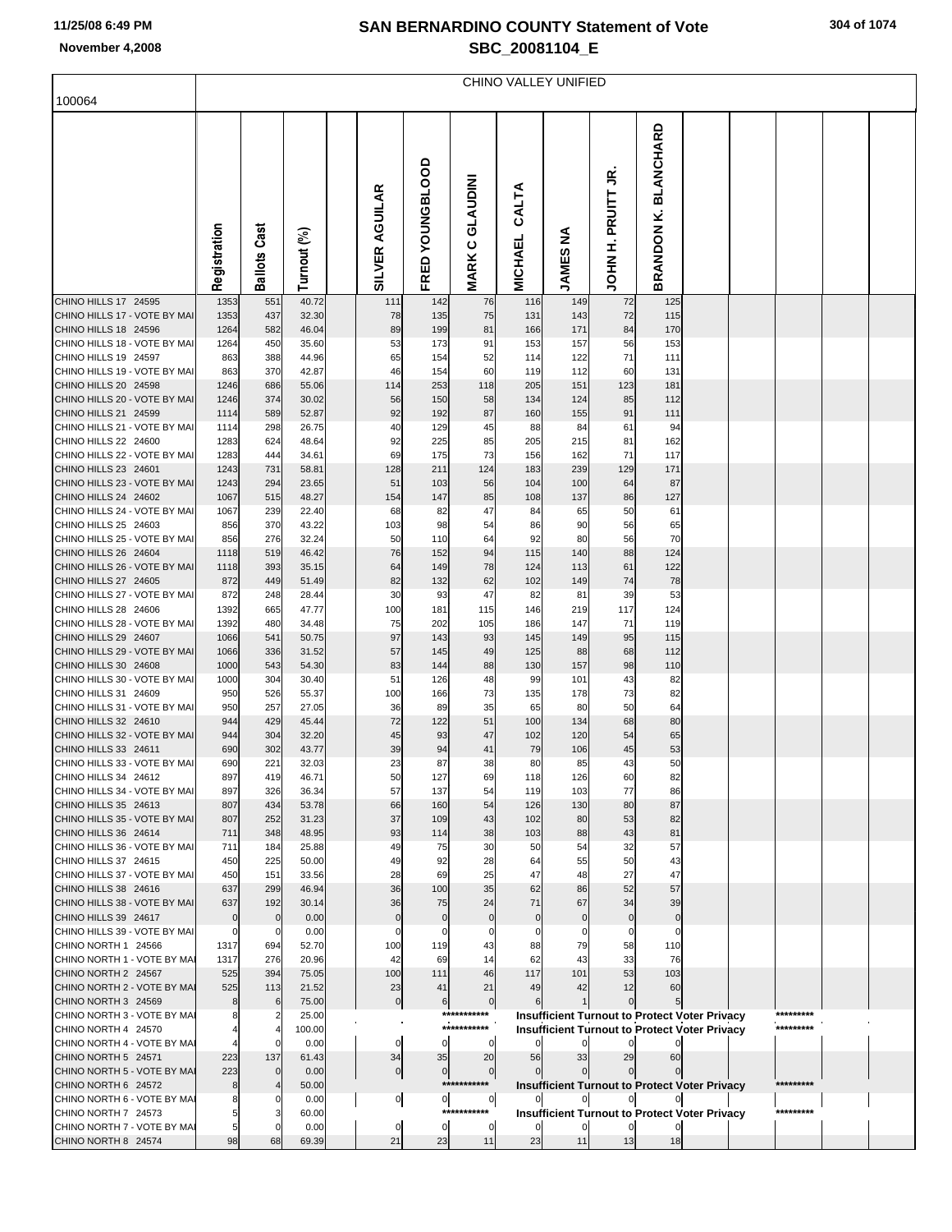# SAN BERNARDINO COUNTY Statement of Vote
## SBC_20081104_E

November 4,2008

CHINO VALLEY UNIFIED

100064

| | Registration | Ballots Cast | Turnout (%) | | SILVER AGUILAR | FRED YOUNGBLOOD | MARK C GLAUDINI | MICHAEL CALTA | JAMES NA | JOHN H. PRUITT JR. | BRANDON K. BLANCHARD | | | | | |
|---|---|---|---|---|---|---|---|---|---|---|---|---|---|---|---|---|
| CHINO HILLS 17 24595 | 1353 | 551 | 40.72 | | 111 | 142 | 76 | 116 | 149 | 72 | 125 | | | | | |
| CHINO HILLS 17 - VOTE BY MAI | 1353 | 437 | 32.30 | | 78 | 135 | 75 | 131 | 143 | 72 | 115 | | | | | |
| CHINO HILLS 18 24596 | 1264 | 582 | 46.04 | | 89 | 199 | 81 | 166 | 171 | 84 | 170 | | | | | |
| CHINO HILLS 18 - VOTE BY MAI | 1264 | 450 | 35.60 | | 53 | 173 | 91 | 153 | 157 | 56 | 153 | | | | | |
| CHINO HILLS 19 24597 | 863 | 388 | 44.96 | | 65 | 154 | 52 | 114 | 122 | 71 | 111 | | | | | |
| CHINO HILLS 19 - VOTE BY MAI | 863 | 370 | 42.87 | | 46 | 154 | 60 | 119 | 112 | 60 | 131 | | | | | |
| CHINO HILLS 20 24598 | 1246 | 686 | 55.06 | | 114 | 253 | 118 | 205 | 151 | 123 | 181 | | | | | |
| CHINO HILLS 20 - VOTE BY MAI | 1246 | 374 | 30.02 | | 56 | 150 | 58 | 134 | 124 | 85 | 112 | | | | | |
| CHINO HILLS 21 24599 | 1114 | 589 | 52.87 | | 92 | 192 | 87 | 160 | 155 | 91 | 111 | | | | | |
| CHINO HILLS 21 - VOTE BY MAI | 1114 | 298 | 26.75 | | 40 | 129 | 45 | 88 | 84 | 61 | 94 | | | | | |
| CHINO HILLS 22 24600 | 1283 | 624 | 48.64 | | 92 | 225 | 85 | 205 | 215 | 81 | 162 | | | | | |
| CHINO HILLS 22 - VOTE BY MAI | 1283 | 444 | 34.61 | | 69 | 175 | 73 | 156 | 162 | 71 | 117 | | | | | |
| CHINO HILLS 23 24601 | 1243 | 731 | 58.81 | | 128 | 211 | 124 | 183 | 239 | 129 | 171 | | | | | |
| CHINO HILLS 23 - VOTE BY MAI | 1243 | 294 | 23.65 | | 51 | 103 | 56 | 104 | 100 | 64 | 87 | | | | | |
| CHINO HILLS 24 24602 | 1067 | 515 | 48.27 | | 154 | 147 | 85 | 108 | 137 | 86 | 127 | | | | | |
| CHINO HILLS 24 - VOTE BY MAI | 1067 | 239 | 22.40 | | 68 | 82 | 47 | 84 | 65 | 50 | 61 | | | | | |
| CHINO HILLS 25 24603 | 856 | 370 | 43.22 | | 103 | 98 | 54 | 86 | 90 | 56 | 65 | | | | | |
| CHINO HILLS 25 - VOTE BY MAI | 856 | 276 | 32.24 | | 50 | 110 | 64 | 92 | 80 | 56 | 70 | | | | | |
| CHINO HILLS 26 24604 | 1118 | 519 | 46.42 | | 76 | 152 | 94 | 115 | 140 | 88 | 124 | | | | | |
| CHINO HILLS 26 - VOTE BY MAI | 1118 | 393 | 35.15 | | 64 | 149 | 78 | 124 | 113 | 61 | 122 | | | | | |
| CHINO HILLS 27 24605 | 872 | 449 | 51.49 | | 82 | 132 | 62 | 102 | 149 | 74 | 78 | | | | | |
| CHINO HILLS 27 - VOTE BY MAI | 872 | 248 | 28.44 | | 30 | 93 | 47 | 82 | 81 | 39 | 53 | | | | | |
| CHINO HILLS 28 24606 | 1392 | 665 | 47.77 | | 100 | 181 | 115 | 146 | 219 | 117 | 124 | | | | | |
| CHINO HILLS 28 - VOTE BY MAI | 1392 | 480 | 34.48 | | 75 | 202 | 105 | 186 | 147 | 71 | 119 | | | | | |
| CHINO HILLS 29 24607 | 1066 | 541 | 50.75 | | 97 | 143 | 93 | 145 | 149 | 95 | 115 | | | | | |
| CHINO HILLS 29 - VOTE BY MAI | 1066 | 336 | 31.52 | | 57 | 145 | 49 | 125 | 88 | 68 | 112 | | | | | |
| CHINO HILLS 30 24608 | 1000 | 543 | 54.30 | | 83 | 144 | 88 | 130 | 157 | 98 | 110 | | | | | |
| CHINO HILLS 30 - VOTE BY MAI | 1000 | 304 | 30.40 | | 51 | 126 | 48 | 99 | 101 | 43 | 82 | | | | | |
| CHINO HILLS 31 24609 | 950 | 526 | 55.37 | | 100 | 166 | 73 | 135 | 178 | 73 | 82 | | | | | |
| CHINO HILLS 31 - VOTE BY MAI | 950 | 257 | 27.05 | | 36 | 89 | 35 | 65 | 80 | 50 | 64 | | | | | |
| CHINO HILLS 32 24610 | 944 | 429 | 45.44 | | 72 | 122 | 51 | 100 | 134 | 68 | 80 | | | | | |
| CHINO HILLS 32 - VOTE BY MAI | 944 | 304 | 32.20 | | 45 | 93 | 47 | 102 | 120 | 54 | 65 | | | | | |
| CHINO HILLS 33 24611 | 690 | 302 | 43.77 | | 39 | 94 | 41 | 79 | 106 | 45 | 53 | | | | | |
| CHINO HILLS 33 - VOTE BY MAI | 690 | 221 | 32.03 | | 23 | 87 | 38 | 80 | 85 | 43 | 50 | | | | | |
| CHINO HILLS 34 24612 | 897 | 419 | 46.71 | | 50 | 127 | 69 | 118 | 126 | 60 | 82 | | | | | |
| CHINO HILLS 34 - VOTE BY MAI | 897 | 326 | 36.34 | | 57 | 137 | 54 | 119 | 103 | 77 | 86 | | | | | |
| CHINO HILLS 35 24613 | 807 | 434 | 53.78 | | 66 | 160 | 54 | 126 | 130 | 80 | 87 | | | | | |
| CHINO HILLS 35 - VOTE BY MAI | 807 | 252 | 31.23 | | 37 | 109 | 43 | 102 | 80 | 53 | 82 | | | | | |
| CHINO HILLS 36 24614 | 711 | 348 | 48.95 | | 93 | 114 | 38 | 103 | 88 | 43 | 81 | | | | | |
| CHINO HILLS 36 - VOTE BY MAI | 711 | 184 | 25.88 | | 49 | 75 | 30 | 50 | 54 | 32 | 57 | | | | | |
| CHINO HILLS 37 24615 | 450 | 225 | 50.00 | | 49 | 92 | 28 | 64 | 55 | 50 | 43 | | | | | |
| CHINO HILLS 37 - VOTE BY MAI | 450 | 151 | 33.56 | | 28 | 69 | 25 | 47 | 48 | 27 | 47 | | | | | |
| CHINO HILLS 38 24616 | 637 | 299 | 46.94 | | 36 | 100 | 35 | 62 | 86 | 52 | 57 | | | | | |
| CHINO HILLS 38 - VOTE BY MAI | 637 | 192 | 30.14 | | 36 | 75 | 24 | 71 | 67 | 34 | 39 | | | | | |
| CHINO HILLS 39 24617 | 0 | 0 | 0.00 | | 0 | 0 | 0 | 0 | 0 | 0 | 0 | | | | | |
| CHINO HILLS 39 - VOTE BY MAI | 0 | 0 | 0.00 | | 0 | 0 | 0 | 0 | 0 | 0 | 0 | | | | | |
| CHINO NORTH 1 24566 | 1317 | 694 | 52.70 | | 100 | 119 | 43 | 88 | 79 | 58 | 110 | | | | | |
| CHINO NORTH 1 - VOTE BY MAI | 1317 | 276 | 20.96 | | 42 | 69 | 14 | 62 | 43 | 33 | 76 | | | | | |
| CHINO NORTH 2 24567 | 525 | 394 | 75.05 | | 100 | 111 | 46 | 117 | 101 | 53 | 103 | | | | | |
| CHINO NORTH 2 - VOTE BY MAI | 525 | 113 | 21.52 | | 23 | 41 | 21 | 49 | 42 | 12 | 60 | | | | | |
| CHINO NORTH 3 24569 | 8 | 6 | 75.00 | | 0 | 6 | 0 | 6 | 1 | 0 | 5 | | | | | |
| CHINO NORTH 3 - VOTE BY MAI | 8 | 2 | 25.00 | | | | *********** | Insufficient Turnout to Protect Voter Privacy | | | | | | ********* | | |
| CHINO NORTH 4 24570 | 4 | 4 | 100.00 | | | | *********** | Insufficient Turnout to Protect Voter Privacy | | | | | | ********* | | |
| CHINO NORTH 4 - VOTE BY MAI | 4 | 0 | 0.00 | | 0 | 0 | 0 | 0 | 0 | 0 | 0 | | | | | |
| CHINO NORTH 5 24571 | 223 | 137 | 61.43 | | 34 | 35 | 20 | 56 | 33 | 29 | 60 | | | | | |
| CHINO NORTH 5 - VOTE BY MAI | 223 | 0 | 0.00 | | 0 | 0 | 0 | 0 | 0 | 0 | 0 | | | | | |
| CHINO NORTH 6 24572 | 8 | 4 | 50.00 | | | | *********** | Insufficient Turnout to Protect Voter Privacy | | | | | | ********* | | |
| CHINO NORTH 6 - VOTE BY MAI | 8 | 0 | 0.00 | | 0 | 0 | 0 | 0 | 0 | 0 | 0 | | | | | |
| CHINO NORTH 7 24573 | 5 | 3 | 60.00 | | | | *********** | Insufficient Turnout to Protect Voter Privacy | | | | | | ********* | | |
| CHINO NORTH 7 - VOTE BY MAI | 5 | 0 | 0.00 | | 0 | 0 | 0 | 0 | 0 | 0 | 0 | | | | | |
| CHINO NORTH 8 24574 | 98 | 68 | 69.39 | | 21 | 23 | 11 | 23 | 11 | 13 | 18 | | | | | |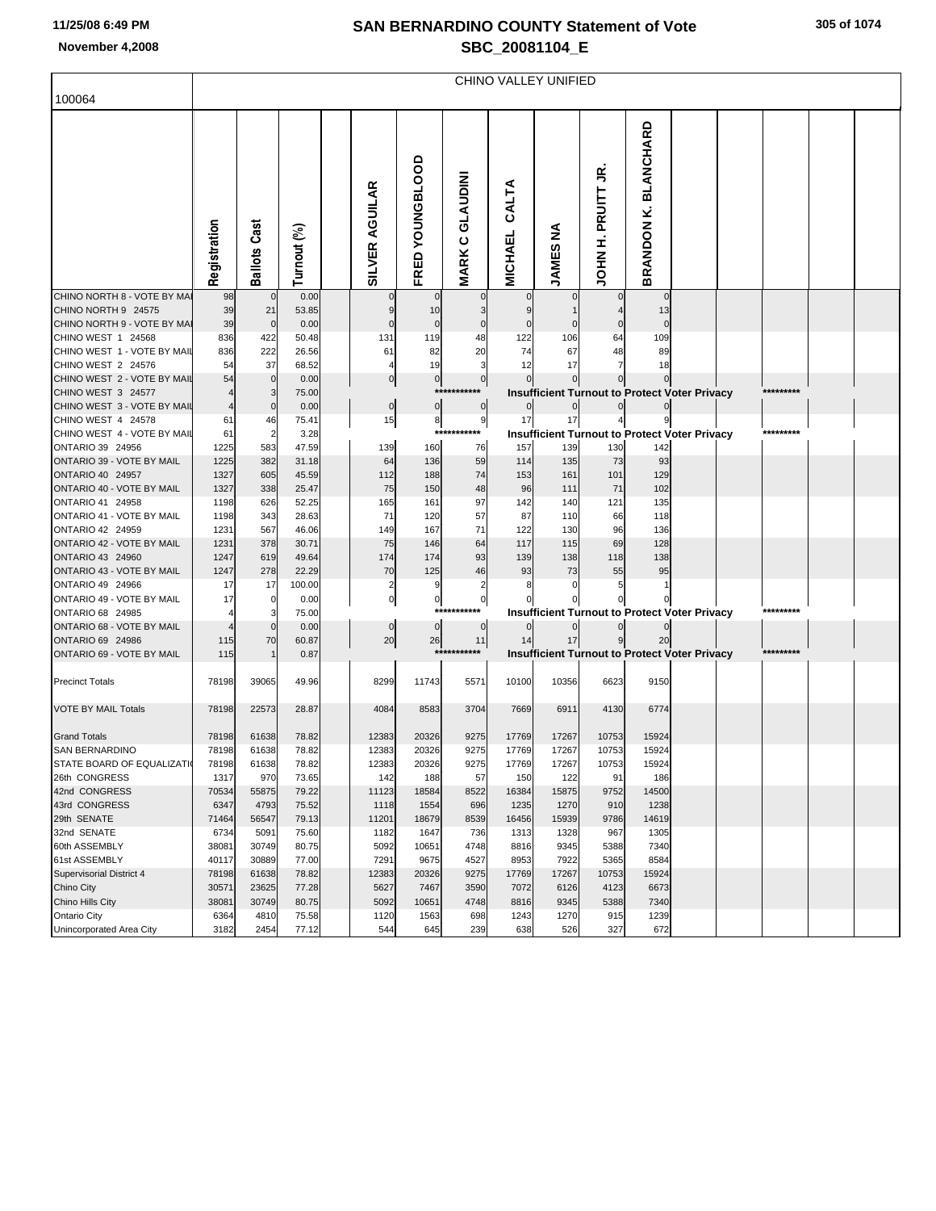# SAN BERNARDINO COUNTY Statement of Vote

## SBC_20081104_E

November 4,2008

100064

CHINO VALLEY UNIFIED

| | Registration | Ballots Cast | Turnout (%) | | SILVER AGUILAR | FRED YOUNGBLOOD | MARK C GLAUDINI | MICHAEL CALTA | JAMES NA | JOHN H. PRUITT JR. | BRANDON K. BLANCHARD | | | | |
|---|---|---|---|---|---|---|---|---|---|---|---|---|---|---|---|
| CHINO NORTH 8 - VOTE BY MAIL | 98 | 0 | 0.00 | | 0 | 0 | 0 | 0 | 0 | 0 | 0 | | | | |
| CHINO NORTH 9 24575 | 39 | 21 | 53.85 | | 9 | 10 | 3 | 9 | 1 | 4 | 13 | | | | |
| CHINO NORTH 9 - VOTE BY MAIL | 39 | 0 | 0.00 | | 0 | 0 | 0 | 0 | 0 | 0 | 0 | | | | |
| CHINO WEST 1 24568 | 836 | 422 | 50.48 | | 131 | 119 | 48 | 122 | 106 | 64 | 109 | | | | |
| CHINO WEST 1 - VOTE BY MAIL | 836 | 222 | 26.56 | | 61 | 82 | 20 | 74 | 67 | 48 | 89 | | | | |
| CHINO WEST 2 24576 | 54 | 37 | 68.52 | | 4 | 19 | 3 | 12 | 17 | 7 | 18 | | | | |
| CHINO WEST 2 - VOTE BY MAIL | 54 | 0 | 0.00 | | 0 | 0 | 0 | 0 | 0 | 0 | 0 | | | | |
| CHINO WEST 3 24577 | 4 | 3 | 75.00 | | | | *********** | Insufficient Turnout to Protect Voter Privacy | | | | | | ********* | |
| CHINO WEST 3 - VOTE BY MAIL | 4 | 0 | 0.00 | | 0 | 0 | 0 | 0 | 0 | 0 | 0 | | | | |
| CHINO WEST 4 24578 | 61 | 46 | 75.41 | | 15 | 8 | 9 | 17 | 17 | 4 | 9 | | | | |
| CHINO WEST 4 - VOTE BY MAIL | 61 | 2 | 3.28 | | | | *********** | Insufficient Turnout to Protect Voter Privacy | | | | | | ********* | |
| ONTARIO 39 24956 | 1225 | 583 | 47.59 | | 139 | 160 | 76 | 157 | 139 | 130 | 142 | | | | |
| ONTARIO 39 - VOTE BY MAIL | 1225 | 382 | 31.18 | | 64 | 136 | 59 | 114 | 135 | 73 | 93 | | | | |
| ONTARIO 40 24957 | 1327 | 605 | 45.59 | | 112 | 188 | 74 | 153 | 161 | 101 | 129 | | | | |
| ONTARIO 40 - VOTE BY MAIL | 1327 | 338 | 25.47 | | 75 | 150 | 48 | 96 | 111 | 71 | 102 | | | | |
| ONTARIO 41 24958 | 1198 | 626 | 52.25 | | 165 | 161 | 97 | 142 | 140 | 121 | 135 | | | | |
| ONTARIO 41 - VOTE BY MAIL | 1198 | 343 | 28.63 | | 71 | 120 | 57 | 87 | 110 | 66 | 118 | | | | |
| ONTARIO 42 24959 | 1231 | 567 | 46.06 | | 149 | 167 | 71 | 122 | 130 | 96 | 136 | | | | |
| ONTARIO 42 - VOTE BY MAIL | 1231 | 378 | 30.71 | | 75 | 146 | 64 | 117 | 115 | 69 | 128 | | | | |
| ONTARIO 43 24960 | 1247 | 619 | 49.64 | | 174 | 174 | 93 | 139 | 138 | 118 | 138 | | | | |
| ONTARIO 43 - VOTE BY MAIL | 1247 | 278 | 22.29 | | 70 | 125 | 46 | 93 | 73 | 55 | 95 | | | | |
| ONTARIO 49 24966 | 17 | 17 | 100.00 | | 2 | 9 | 2 | 8 | 0 | 5 | 1 | | | | |
| ONTARIO 49 - VOTE BY MAIL | 17 | 0 | 0.00 | | 0 | 0 | 0 | 0 | 0 | 0 | 0 | | | | |
| ONTARIO 68 24985 | 4 | 3 | 75.00 | | | | *********** | Insufficient Turnout to Protect Voter Privacy | | | | | | ********* | |
| ONTARIO 68 - VOTE BY MAIL | 4 | 0 | 0.00 | | 0 | 0 | 0 | 0 | 0 | 0 | 0 | | | | |
| ONTARIO 69 24986 | 115 | 70 | 60.87 | | 20 | 26 | 11 | 14 | 17 | 9 | 20 | | | | |
| ONTARIO 69 - VOTE BY MAIL | 115 | 1 | 0.87 | | | | *********** | Insufficient Turnout to Protect Voter Privacy | | | | | | ********* | |
| Precinct Totals | 78198 | 39065 | 49.96 | | 8299 | 11743 | 5571 | 10100 | 10356 | 6623 | 9150 | | | | |
| VOTE BY MAIL Totals | 78198 | 22573 | 28.87 | | 4084 | 8583 | 3704 | 7669 | 6911 | 4130 | 6774 | | | | |
| Grand Totals | 78198 | 61638 | 78.82 | | 12383 | 20326 | 9275 | 17769 | 17267 | 10753 | 15924 | | | | |
| SAN BERNARDINO | 78198 | 61638 | 78.82 | | 12383 | 20326 | 9275 | 17769 | 17267 | 10753 | 15924 | | | | |
| STATE BOARD OF EQUALIZATION | 78198 | 61638 | 78.82 | | 12383 | 20326 | 9275 | 17769 | 17267 | 10753 | 15924 | | | | |
| 26th CONGRESS | 1317 | 970 | 73.65 | | 142 | 188 | 57 | 150 | 122 | 91 | 186 | | | | |
| 42nd CONGRESS | 70534 | 55875 | 79.22 | | 11123 | 18584 | 8522 | 16384 | 15875 | 9752 | 14500 | | | | |
| 43rd CONGRESS | 6347 | 4793 | 75.52 | | 1118 | 1554 | 696 | 1235 | 1270 | 910 | 1238 | | | | |
| 29th SENATE | 71464 | 56547 | 79.13 | | 11201 | 18679 | 8539 | 16456 | 15939 | 9786 | 14619 | | | | |
| 32nd SENATE | 6734 | 5091 | 75.60 | | 1182 | 1647 | 736 | 1313 | 1328 | 967 | 1305 | | | | |
| 60th ASSEMBLY | 38081 | 30749 | 80.75 | | 5092 | 10651 | 4748 | 8816 | 9345 | 5388 | 7340 | | | | |
| 61st ASSEMBLY | 40117 | 30889 | 77.00 | | 7291 | 9675 | 4527 | 8953 | 7922 | 5365 | 8584 | | | | |
| Supervisorial District 4 | 78198 | 61638 | 78.82 | | 12383 | 20326 | 9275 | 17769 | 17267 | 10753 | 15924 | | | | |
| Chino City | 30571 | 23625 | 77.28 | | 5627 | 7467 | 3590 | 7072 | 6126 | 4123 | 6673 | | | | |
| Chino Hills City | 38081 | 30749 | 80.75 | | 5092 | 10651 | 4748 | 8816 | 9345 | 5388 | 7340 | | | | |
| Ontario City | 6364 | 4810 | 75.58 | | 1120 | 1563 | 698 | 1243 | 1270 | 915 | 1239 | | | | |
| Unincorporated Area City | 3182 | 2454 | 77.12 | | 544 | 645 | 239 | 638 | 526 | 327 | 672 | | | | |